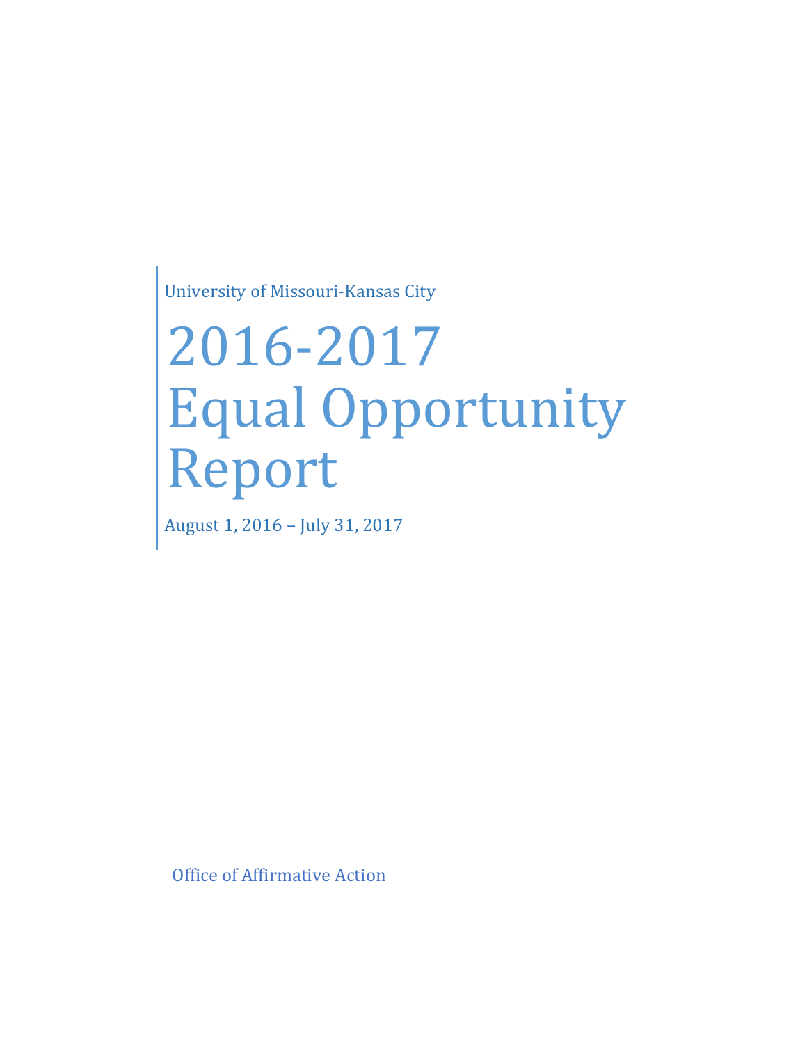University of Missouri-Kansas City

# 2016-2017 Equal Opportunity Report

August 1, 2016 – July 31, 2017

Office of Affirmative Action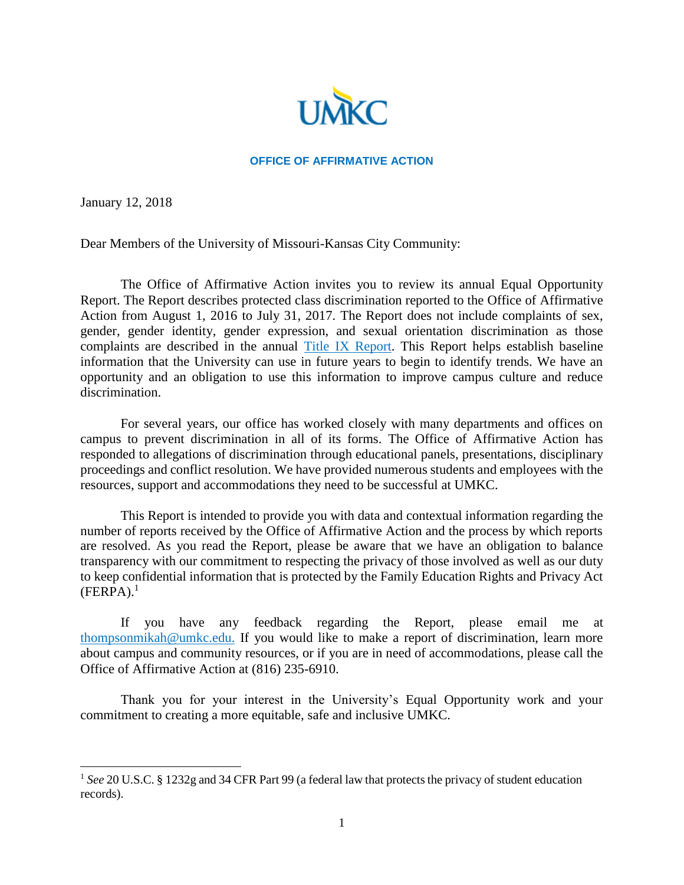UMKC

**OFFICE OF AFFIRMATIVE ACTION**

January 12, 2018

Dear Members of the University of Missouri-Kansas City Community:

The Office of Affirmative Action invites you to review its annual Equal Opportunity Report. The Report describes protected class discrimination reported to the Office of Affirmative Action from August 1, 2016 to July 31, 2017. The Report does not include complaints of sex, gender, gender identity, gender expression, and sexual orientation discrimination as those complaints are described in the annual Title IX Report. This Report helps establish baseline information that the University can use in future years to begin to identify trends. We have an opportunity and an obligation to use this information to improve campus culture and reduce discrimination.

For several years, our office has worked closely with many departments and offices on campus to prevent discrimination in all of its forms. The Office of Affirmative Action has responded to allegations of discrimination through educational panels, presentations, disciplinary proceedings and conflict resolution. We have provided numerous students and employees with the resources, support and accommodations they need to be successful at UMKC.

This Report is intended to provide you with data and contextual information regarding the number of reports received by the Office of Affirmative Action and the process by which reports are resolved. As you read the Report, please be aware that we have an obligation to balance transparency with our commitment to respecting the privacy of those involved as well as our duty to keep confidential information that is protected by the Family Education Rights and Privacy Act (FERPA).[1]

If you have any feedback regarding the Report, please email me at thompsonmikah@umkc.edu. If you would like to make a report of discrimination, learn more about campus and community resources, or if you are in need of accommodations, please call the Office of Affirmative Action at (816) 235-6910.

Thank you for your interest in the University's Equal Opportunity work and your commitment to creating a more equitable, safe and inclusive UMKC.

---

[1] *See* 20 U.S.C. § 1232g and 34 CFR Part 99 (a federal law that protects the privacy of student education records).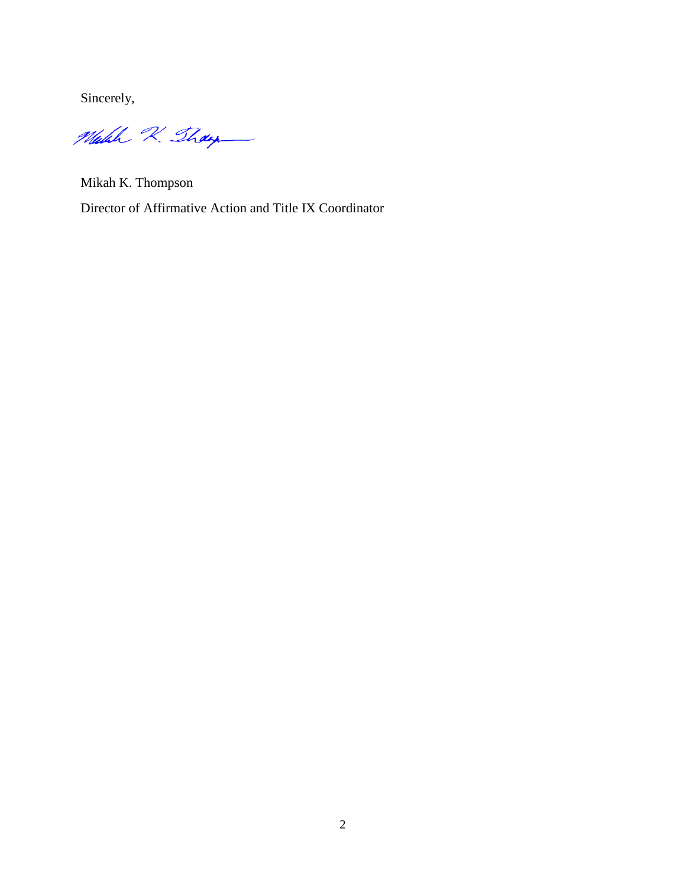Sincerely,

Mikah K. Thompson

Director of Affirmative Action and Title IX Coordinator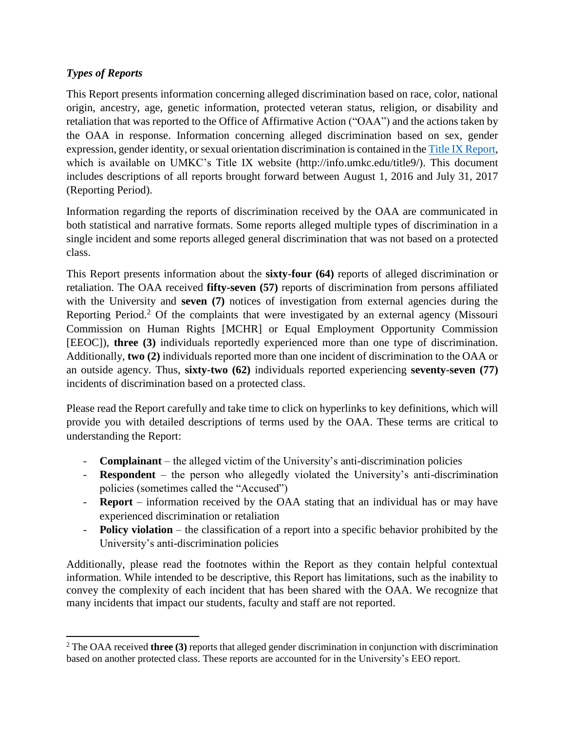### *Types of Reports*

This Report presents information concerning alleged discrimination based on race, color, national origin, ancestry, age, genetic information, protected veteran status, religion, or disability and retaliation that was reported to the Office of Affirmative Action ("OAA") and the actions taken by the OAA in response. Information concerning alleged discrimination based on sex, gender expression, gender identity, or sexual orientation discrimination is contained in the Title IX Report, which is available on UMKC's Title IX website (http://info.umkc.edu/title9/). This document includes descriptions of all reports brought forward between August 1, 2016 and July 31, 2017 (Reporting Period).

Information regarding the reports of discrimination received by the OAA are communicated in both statistical and narrative formats. Some reports alleged multiple types of discrimination in a single incident and some reports alleged general discrimination that was not based on a protected class.

This Report presents information about the **sixty-four (64)** reports of alleged discrimination or retaliation. The OAA received **fifty-seven (57)** reports of discrimination from persons affiliated with the University and **seven (7)** notices of investigation from external agencies during the Reporting Period.[2] Of the complaints that were investigated by an external agency (Missouri Commission on Human Rights [MCHR] or Equal Employment Opportunity Commission [EEOC]), **three (3)** individuals reportedly experienced more than one type of discrimination. Additionally, **two (2)** individuals reported more than one incident of discrimination to the OAA or an outside agency. Thus, **sixty-two (62)** individuals reported experiencing **seventy-seven (77)** incidents of discrimination based on a protected class.

Please read the Report carefully and take time to click on hyperlinks to key definitions, which will provide you with detailed descriptions of terms used by the OAA. These terms are critical to understanding the Report:

- **Complainant** – the alleged victim of the University's anti-discrimination policies
- **Respondent** – the person who allegedly violated the University's anti-discrimination policies (sometimes called the "Accused")
- **Report** – information received by the OAA stating that an individual has or may have experienced discrimination or retaliation
- **Policy violation** – the classification of a report into a specific behavior prohibited by the University's anti-discrimination policies

Additionally, please read the footnotes within the Report as they contain helpful contextual information. While intended to be descriptive, this Report has limitations, such as the inability to convey the complexity of each incident that has been shared with the OAA. We recognize that many incidents that impact our students, faculty and staff are not reported.

---

[2] The OAA received **three (3)** reports that alleged gender discrimination in conjunction with discrimination based on another protected class. These reports are accounted for in the University's EEO report.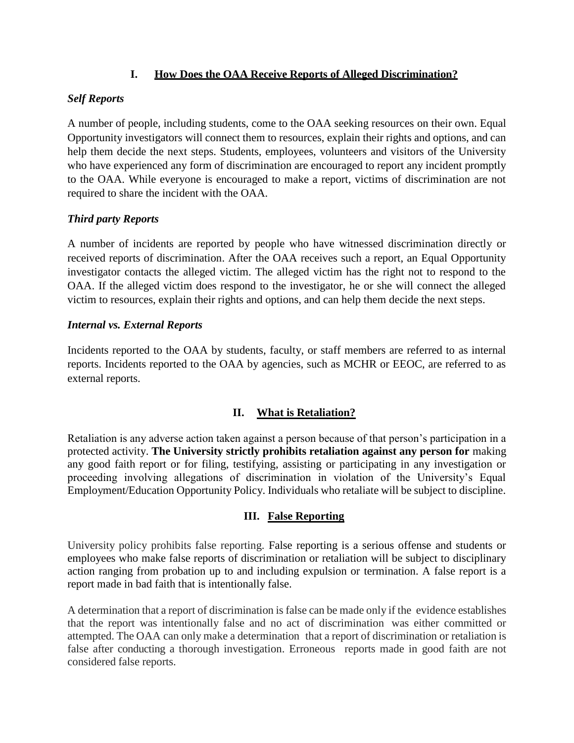## I. How Does the OAA Receive Reports of Alleged Discrimination?

### *Self Reports*

A number of people, including students, come to the OAA seeking resources on their own. Equal Opportunity investigators will connect them to resources, explain their rights and options, and can help them decide the next steps. Students, employees, volunteers and visitors of the University who have experienced any form of discrimination are encouraged to report any incident promptly to the OAA. While everyone is encouraged to make a report, victims of discrimination are not required to share the incident with the OAA.

### *Third party Reports*

A number of incidents are reported by people who have witnessed discrimination directly or received reports of discrimination. After the OAA receives such a report, an Equal Opportunity investigator contacts the alleged victim. The alleged victim has the right not to respond to the OAA. If the alleged victim does respond to the investigator, he or she will connect the alleged victim to resources, explain their rights and options, and can help them decide the next steps.

### *Internal vs. External Reports*

Incidents reported to the OAA by students, faculty, or staff members are referred to as internal reports. Incidents reported to the OAA by agencies, such as MCHR or EEOC, are referred to as external reports.

## II. What is Retaliation?

Retaliation is any adverse action taken against a person because of that person's participation in a protected activity. **The University strictly prohibits retaliation against any person for** making any good faith report or for filing, testifying, assisting or participating in any investigation or proceeding involving allegations of discrimination in violation of the University's Equal Employment/Education Opportunity Policy. Individuals who retaliate will be subject to discipline.

## III. False Reporting

University policy prohibits false reporting. False reporting is a serious offense and students or employees who make false reports of discrimination or retaliation will be subject to disciplinary action ranging from probation up to and including expulsion or termination. A false report is a report made in bad faith that is intentionally false.

A determination that a report of discrimination is false can be made only if the evidence establishes that the report was intentionally false and no act of discrimination was either committed or attempted. The OAA can only make a determination that a report of discrimination or retaliation is false after conducting a thorough investigation. Erroneous reports made in good faith are not considered false reports.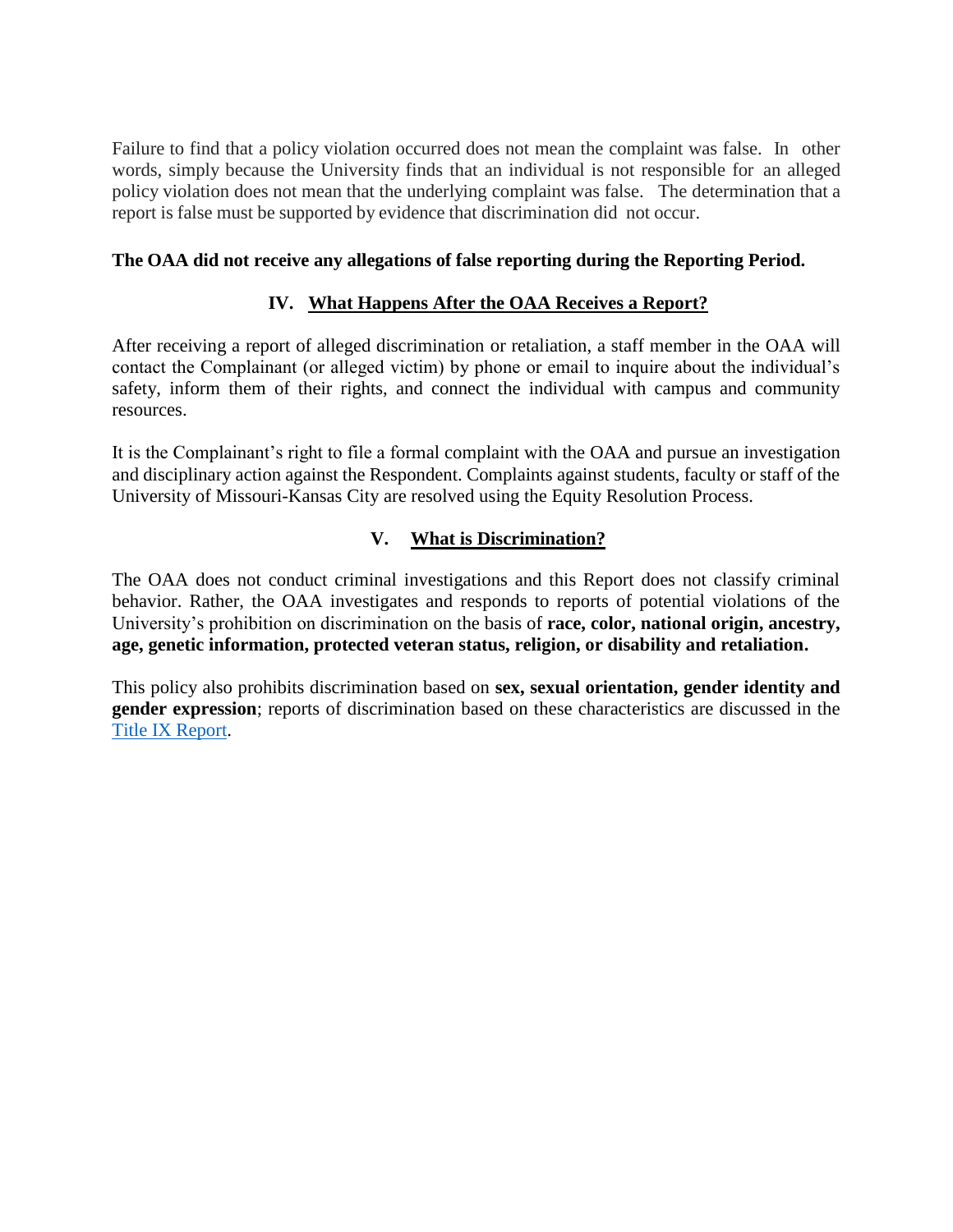Failure to find that a policy violation occurred does not mean the complaint was false. In other words, simply because the University finds that an individual is not responsible for an alleged policy violation does not mean that the underlying complaint was false. The determination that a report is false must be supported by evidence that discrimination did not occur.

**The OAA did not receive any allegations of false reporting during the Reporting Period.**

## IV. What Happens After the OAA Receives a Report?

After receiving a report of alleged discrimination or retaliation, a staff member in the OAA will contact the Complainant (or alleged victim) by phone or email to inquire about the individual's safety, inform them of their rights, and connect the individual with campus and community resources.

It is the Complainant's right to file a formal complaint with the OAA and pursue an investigation and disciplinary action against the Respondent. Complaints against students, faculty or staff of the University of Missouri-Kansas City are resolved using the Equity Resolution Process.

## V. What is Discrimination?

The OAA does not conduct criminal investigations and this Report does not classify criminal behavior. Rather, the OAA investigates and responds to reports of potential violations of the University's prohibition on discrimination on the basis of **race, color, national origin, ancestry, age, genetic information, protected veteran status, religion, or disability and retaliation.**

This policy also prohibits discrimination based on **sex, sexual orientation, gender identity and gender expression**; reports of discrimination based on these characteristics are discussed in the Title IX Report.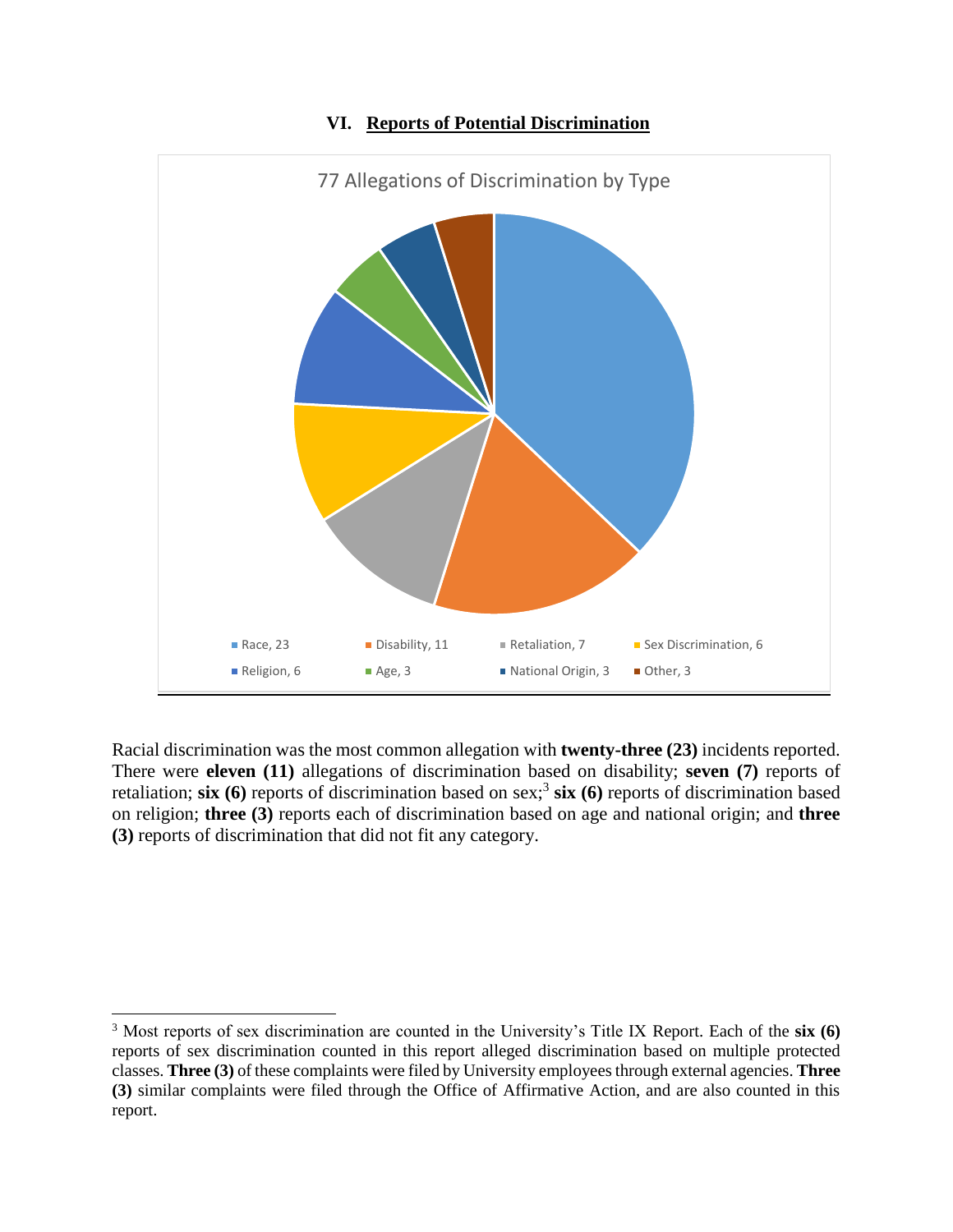## VI. Reports of Potential Discrimination

77 Allegations of Discrimination by Type

- Race, 23
- Disability, 11
- Retaliation, 7
- Sex Discrimination, 6
- Religion, 6
- Age, 3
- National Origin, 3
- Other, 3

Racial discrimination was the most common allegation with **twenty-three (23)** incidents reported. There were **eleven (11)** allegations of discrimination based on disability; **seven (7)** reports of retaliation; **six (6)** reports of discrimination based on sex;[3] **six (6)** reports of discrimination based on religion; **three (3)** reports each of discrimination based on age and national origin; and **three (3)** reports of discrimination that did not fit any category.

---

[3] Most reports of sex discrimination are counted in the University's Title IX Report. Each of the **six (6)** reports of sex discrimination counted in this report alleged discrimination based on multiple protected classes. **Three (3)** of these complaints were filed by University employees through external agencies. **Three (3)** similar complaints were filed through the Office of Affirmative Action, and are also counted in this report.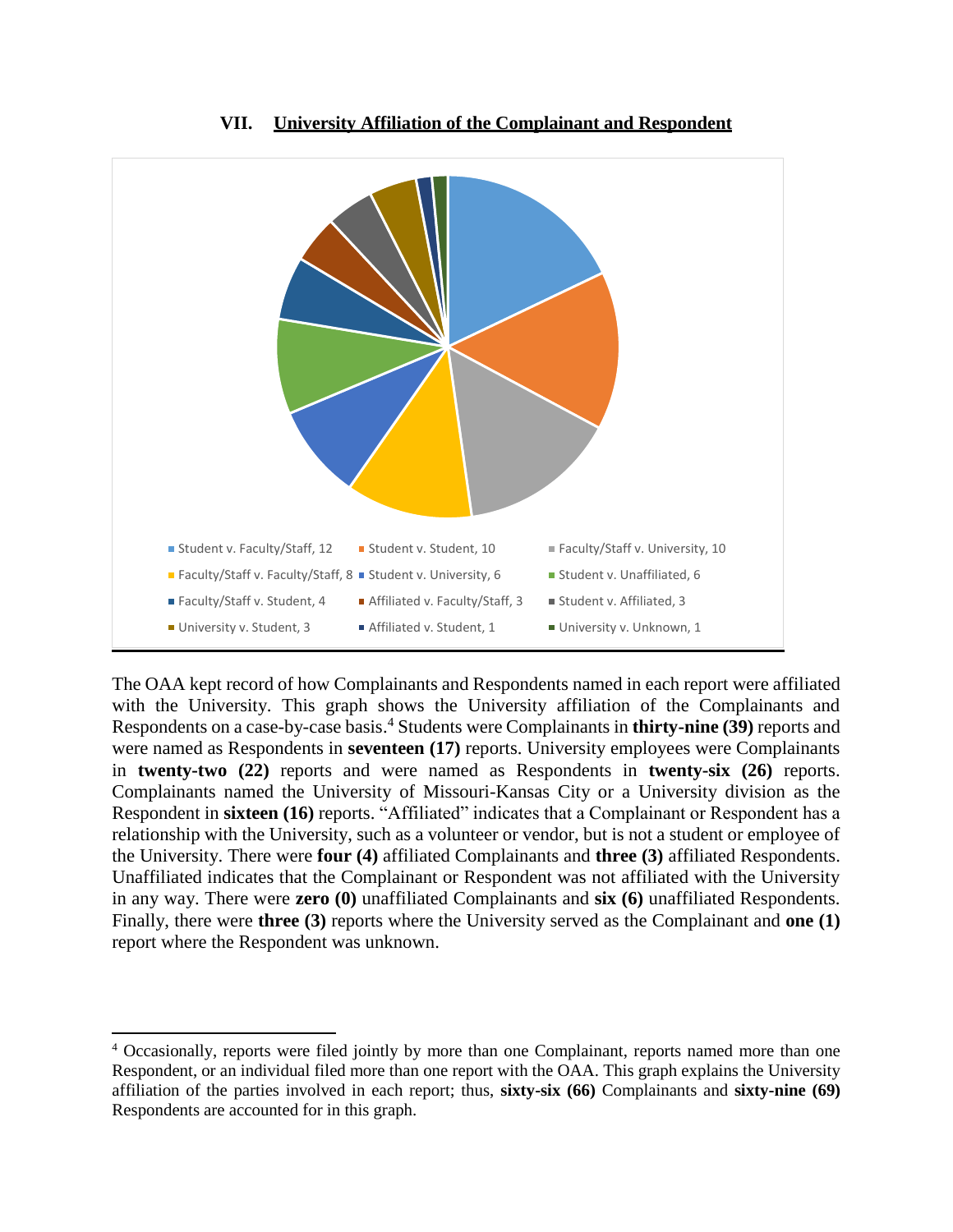## VII. University Affiliation of the Complainant and Respondent

- Student v. Faculty/Staff, 12
- Student v. Student, 10
- Faculty/Staff v. University, 10
- Faculty/Staff v. Faculty/Staff, 8
- Student v. University, 6
- Student v. Unaffiliated, 6
- Faculty/Staff v. Student, 4
- Affiliated v. Faculty/Staff, 3
- Student v. Affiliated, 3
- University v. Student, 3
- Affiliated v. Student, 1
- University v. Unknown, 1

The OAA kept record of how Complainants and Respondents named in each report were affiliated with the University. This graph shows the University affiliation of the Complainants and Respondents on a case-by-case basis.[4] Students were Complainants in **thirty-nine (39)** reports and were named as Respondents in **seventeen (17)** reports. University employees were Complainants in **twenty-two (22)** reports and were named as Respondents in **twenty-six (26)** reports. Complainants named the University of Missouri-Kansas City or a University division as the Respondent in **sixteen (16)** reports. "Affiliated" indicates that a Complainant or Respondent has a relationship with the University, such as a volunteer or vendor, but is not a student or employee of the University. There were **four (4)** affiliated Complainants and **three (3)** affiliated Respondents. Unaffiliated indicates that the Complainant or Respondent was not affiliated with the University in any way. There were **zero (0)** unaffiliated Complainants and **six (6)** unaffiliated Respondents. Finally, there were **three (3)** reports where the University served as the Complainant and **one (1)** report where the Respondent was unknown.

[4] Occasionally, reports were filed jointly by more than one Complainant, reports named more than one Respondent, or an individual filed more than one report with the OAA. This graph explains the University affiliation of the parties involved in each report; thus, **sixty-six (66)** Complainants and **sixty-nine (69)** Respondents are accounted for in this graph.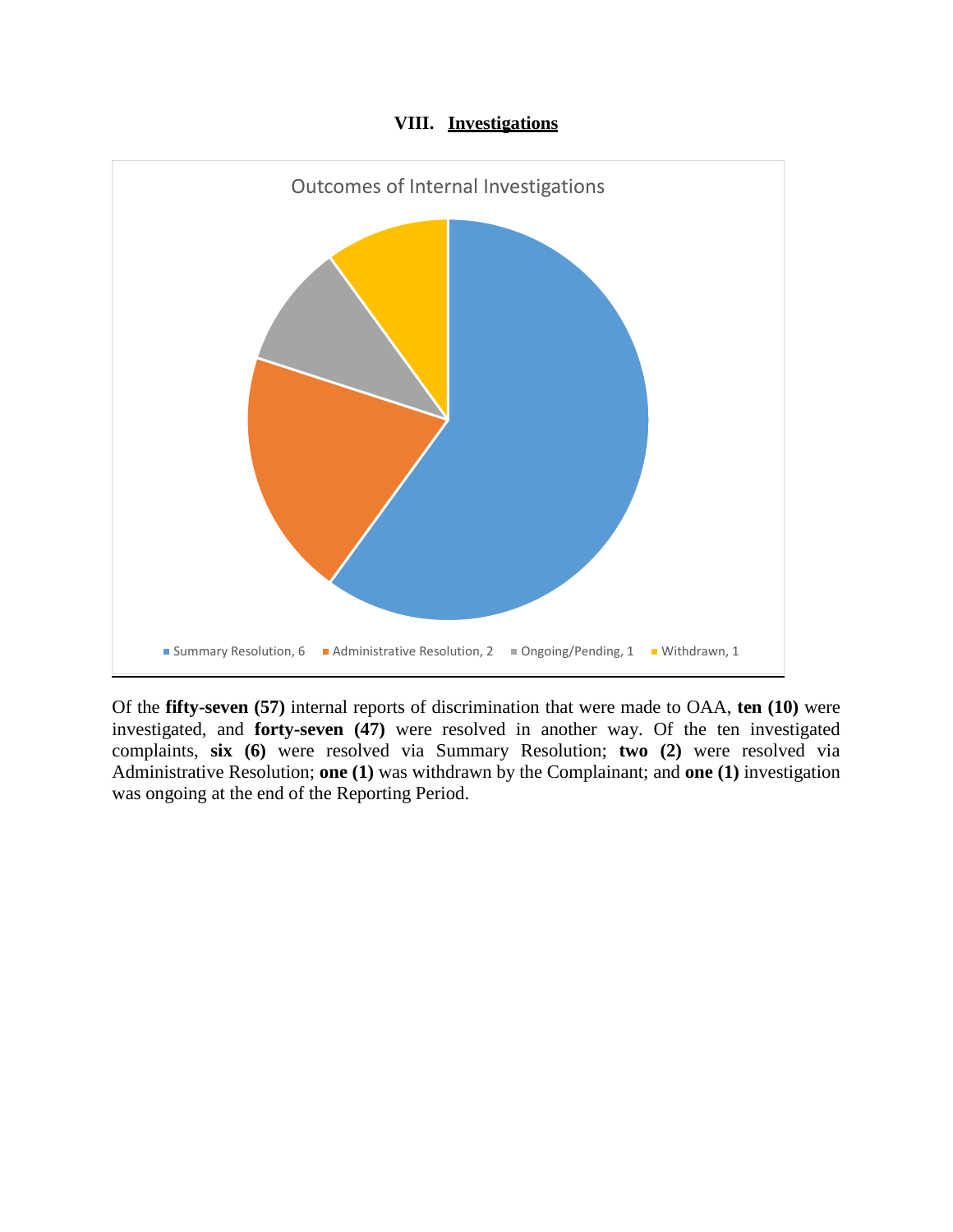## VIII. Investigations

Outcomes of Internal Investigations

Summary Resolution, 6 | Administrative Resolution, 2 | Ongoing/Pending, 1 | Withdrawn, 1

Of the **fifty-seven (57)** internal reports of discrimination that were made to OAA, **ten (10)** were investigated, and **forty-seven (47)** were resolved in another way. Of the ten investigated complaints, **six (6)** were resolved via Summary Resolution; **two (2)** were resolved via Administrative Resolution; **one (1)** was withdrawn by the Complainant; and **one (1)** investigation was ongoing at the end of the Reporting Period.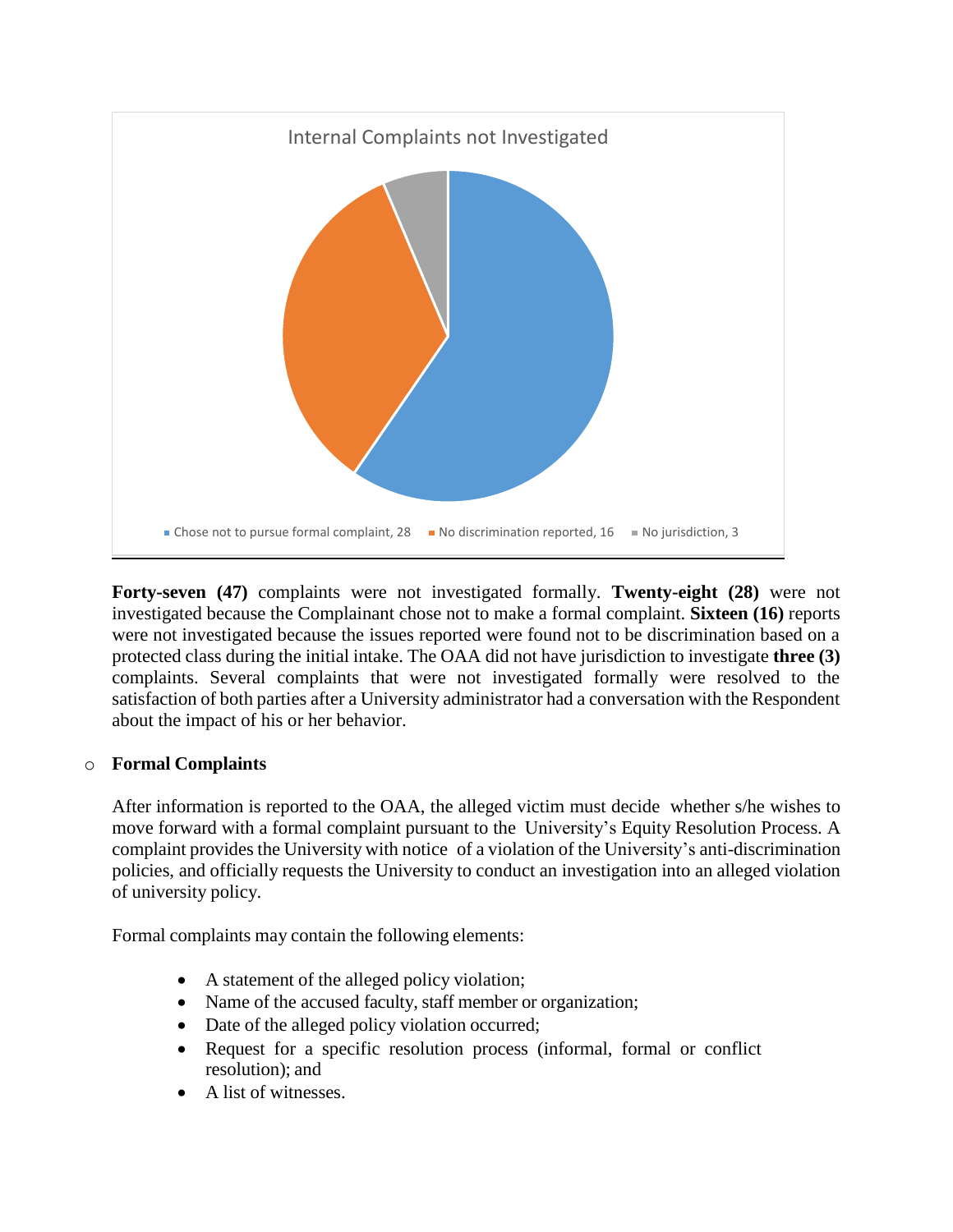Internal Complaints not Investigated

- Chose not to pursue formal complaint, 28
- No discrimination reported, 16
- No jurisdiction, 3

**Forty-seven (47)** complaints were not investigated formally. **Twenty-eight (28)** were not investigated because the Complainant chose not to make a formal complaint. **Sixteen (16)** reports were not investigated because the issues reported were found not to be discrimination based on a protected class during the initial intake. The OAA did not have jurisdiction to investigate **three (3)** complaints. Several complaints that were not investigated formally were resolved to the satisfaction of both parties after a University administrator had a conversation with the Respondent about the impact of his or her behavior.

- **Formal Complaints**

After information is reported to the OAA, the alleged victim must decide whether s/he wishes to move forward with a formal complaint pursuant to the University's Equity Resolution Process. A complaint provides the University with notice of a violation of the University's anti-discrimination policies, and officially requests the University to conduct an investigation into an alleged violation of university policy.

Formal complaints may contain the following elements:

- A statement of the alleged policy violation;
- Name of the accused faculty, staff member or organization;
- Date of the alleged policy violation occurred;
- Request for a specific resolution process (informal, formal or conflict resolution); and
- A list of witnesses.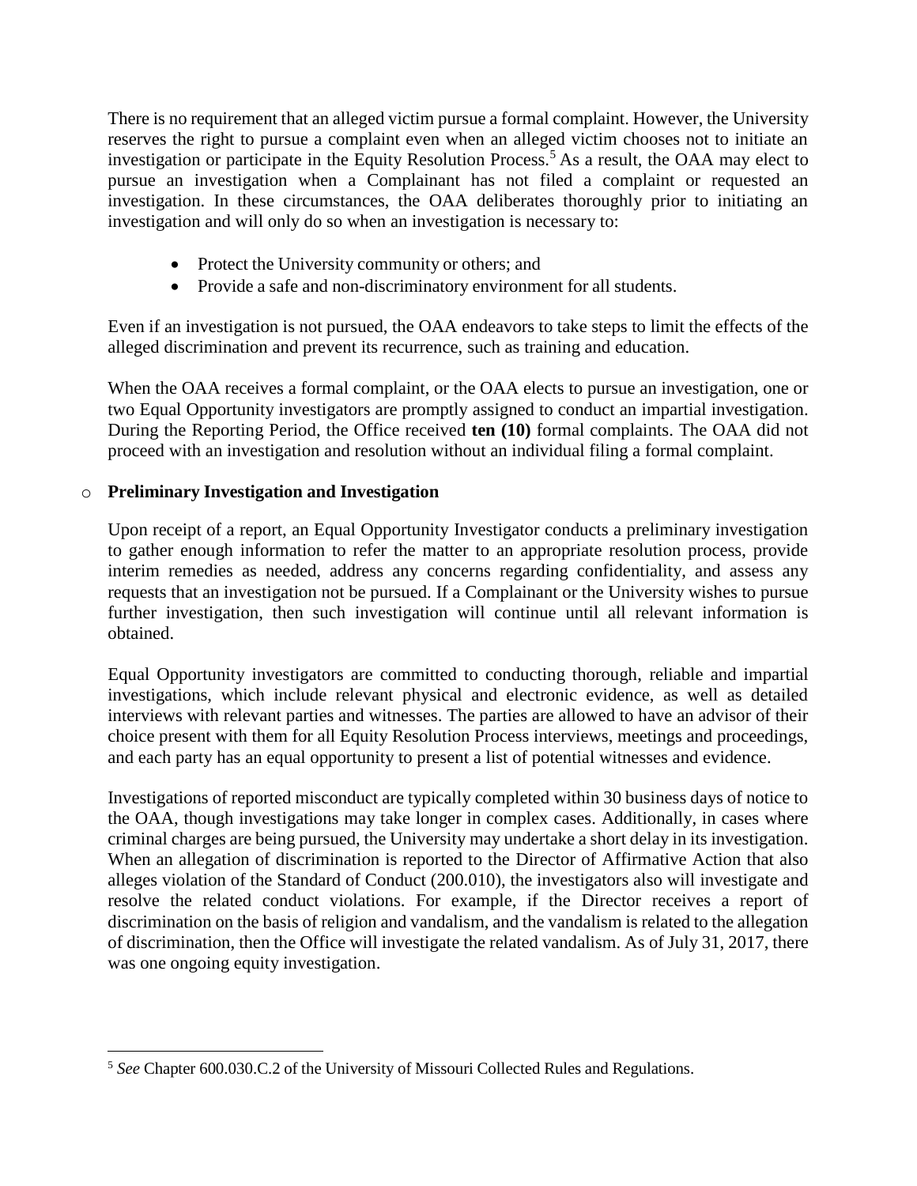There is no requirement that an alleged victim pursue a formal complaint. However, the University reserves the right to pursue a complaint even when an alleged victim chooses not to initiate an investigation or participate in the Equity Resolution Process.[5] As a result, the OAA may elect to pursue an investigation when a Complainant has not filed a complaint or requested an investigation. In these circumstances, the OAA deliberates thoroughly prior to initiating an investigation and will only do so when an investigation is necessary to:

- Protect the University community or others; and
- Provide a safe and non-discriminatory environment for all students.

Even if an investigation is not pursued, the OAA endeavors to take steps to limit the effects of the alleged discrimination and prevent its recurrence, such as training and education.

When the OAA receives a formal complaint, or the OAA elects to pursue an investigation, one or two Equal Opportunity investigators are promptly assigned to conduct an impartial investigation. During the Reporting Period, the Office received **ten (10)** formal complaints. The OAA did not proceed with an investigation and resolution without an individual filing a formal complaint.

- **Preliminary Investigation and Investigation**

Upon receipt of a report, an Equal Opportunity Investigator conducts a preliminary investigation to gather enough information to refer the matter to an appropriate resolution process, provide interim remedies as needed, address any concerns regarding confidentiality, and assess any requests that an investigation not be pursued. If a Complainant or the University wishes to pursue further investigation, then such investigation will continue until all relevant information is obtained.

Equal Opportunity investigators are committed to conducting thorough, reliable and impartial investigations, which include relevant physical and electronic evidence, as well as detailed interviews with relevant parties and witnesses. The parties are allowed to have an advisor of their choice present with them for all Equity Resolution Process interviews, meetings and proceedings, and each party has an equal opportunity to present a list of potential witnesses and evidence.

Investigations of reported misconduct are typically completed within 30 business days of notice to the OAA, though investigations may take longer in complex cases. Additionally, in cases where criminal charges are being pursued, the University may undertake a short delay in its investigation. When an allegation of discrimination is reported to the Director of Affirmative Action that also alleges violation of the Standard of Conduct (200.010), the investigators also will investigate and resolve the related conduct violations. For example, if the Director receives a report of discrimination on the basis of religion and vandalism, and the vandalism is related to the allegation of discrimination, then the Office will investigate the related vandalism. As of July 31, 2017, there was one ongoing equity investigation.

---

[5] *See* Chapter 600.030.C.2 of the University of Missouri Collected Rules and Regulations.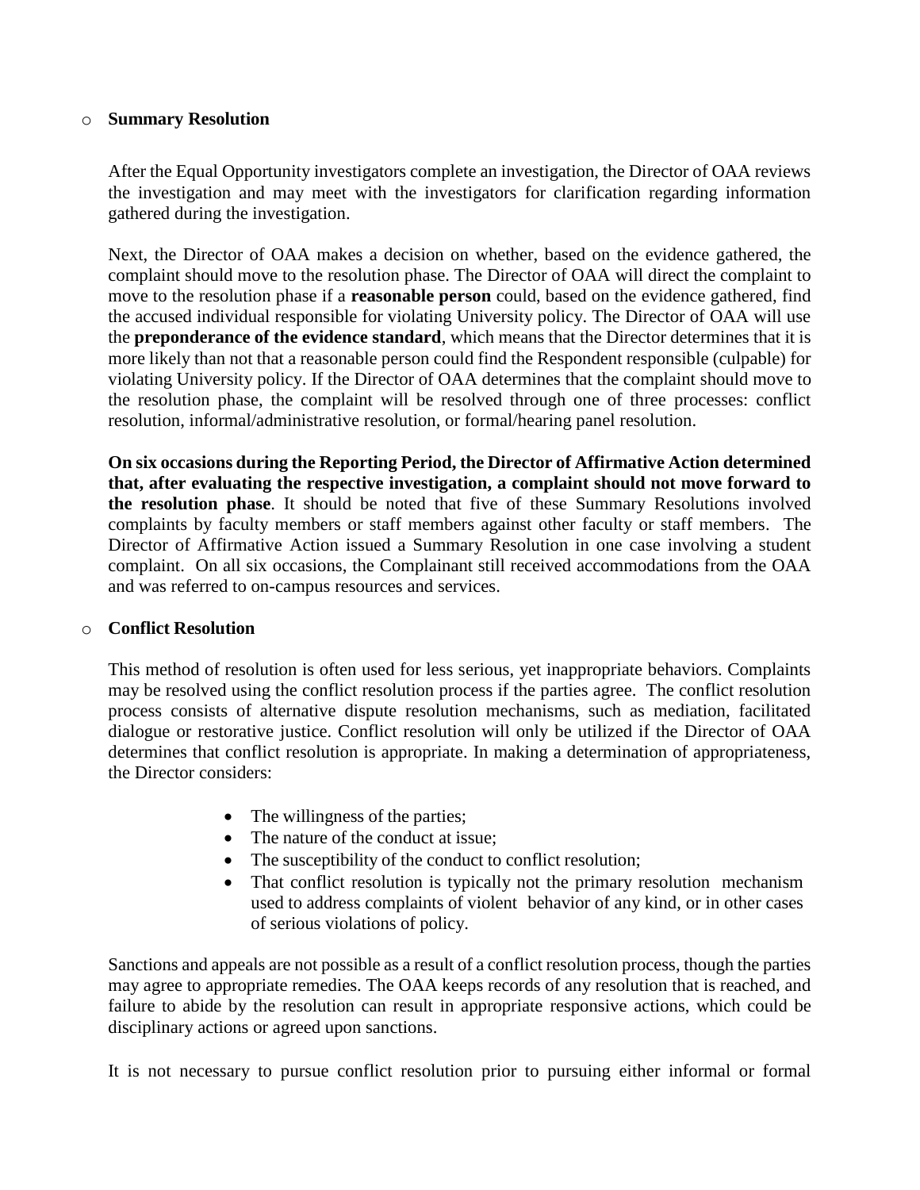- **Summary Resolution**

  After the Equal Opportunity investigators complete an investigation, the Director of OAA reviews the investigation and may meet with the investigators for clarification regarding information gathered during the investigation.

  Next, the Director of OAA makes a decision on whether, based on the evidence gathered, the complaint should move to the resolution phase. The Director of OAA will direct the complaint to move to the resolution phase if a **reasonable person** could, based on the evidence gathered, find the accused individual responsible for violating University policy. The Director of OAA will use the **preponderance of the evidence standard**, which means that the Director determines that it is more likely than not that a reasonable person could find the Respondent responsible (culpable) for violating University policy. If the Director of OAA determines that the complaint should move to the resolution phase, the complaint will be resolved through one of three processes: conflict resolution, informal/administrative resolution, or formal/hearing panel resolution.

  **On six occasions during the Reporting Period, the Director of Affirmative Action determined that, after evaluating the respective investigation, a complaint should not move forward to the resolution phase**. It should be noted that five of these Summary Resolutions involved complaints by faculty members or staff members against other faculty or staff members. The Director of Affirmative Action issued a Summary Resolution in one case involving a student complaint. On all six occasions, the Complainant still received accommodations from the OAA and was referred to on-campus resources and services.

- **Conflict Resolution**

  This method of resolution is often used for less serious, yet inappropriate behaviors. Complaints may be resolved using the conflict resolution process if the parties agree. The conflict resolution process consists of alternative dispute resolution mechanisms, such as mediation, facilitated dialogue or restorative justice. Conflict resolution will only be utilized if the Director of OAA determines that conflict resolution is appropriate. In making a determination of appropriateness, the Director considers:

  - The willingness of the parties;
  - The nature of the conduct at issue;
  - The susceptibility of the conduct to conflict resolution;
  - That conflict resolution is typically not the primary resolution mechanism used to address complaints of violent behavior of any kind, or in other cases of serious violations of policy.

  Sanctions and appeals are not possible as a result of a conflict resolution process, though the parties may agree to appropriate remedies. The OAA keeps records of any resolution that is reached, and failure to abide by the resolution can result in appropriate responsive actions, which could be disciplinary actions or agreed upon sanctions.

  It is not necessary to pursue conflict resolution prior to pursuing either informal or formal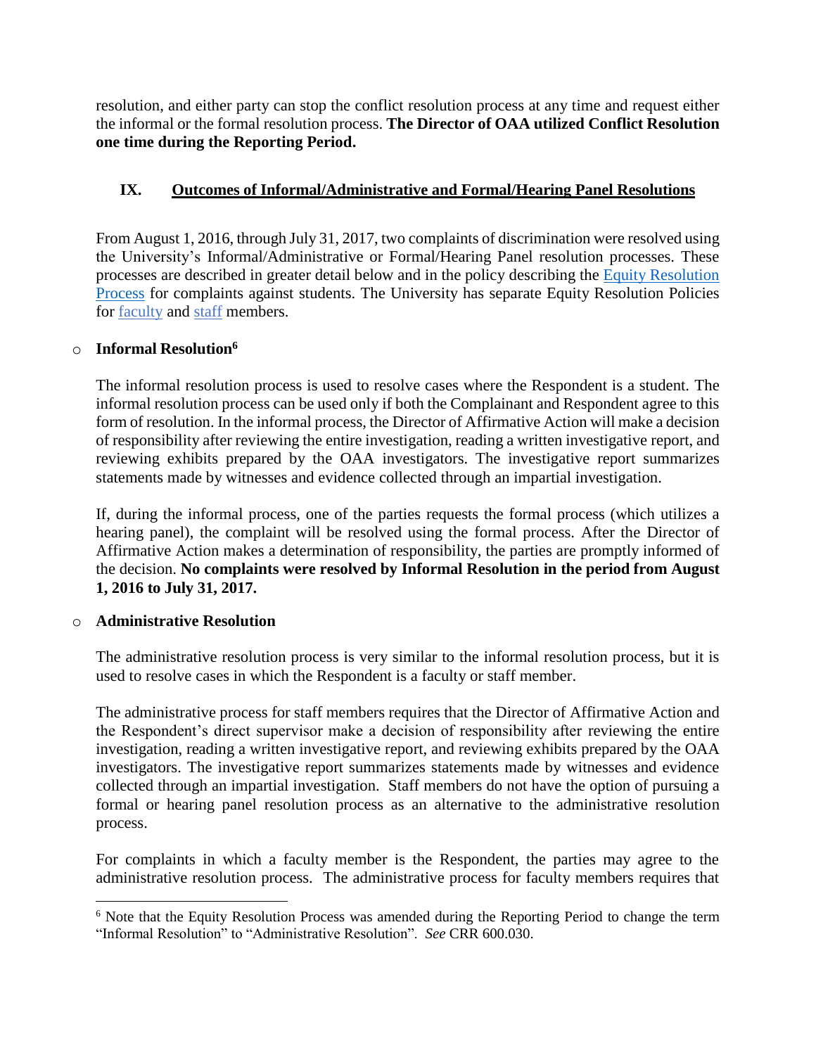resolution, and either party can stop the conflict resolution process at any time and request either the informal or the formal resolution process. **The Director of OAA utilized Conflict Resolution one time during the Reporting Period.**

## IX. Outcomes of Informal/Administrative and Formal/Hearing Panel Resolutions

From August 1, 2016, through July 31, 2017, two complaints of discrimination were resolved using the University's Informal/Administrative or Formal/Hearing Panel resolution processes. These processes are described in greater detail below and in the policy describing the Equity Resolution Process for complaints against students. The University has separate Equity Resolution Policies for faculty and staff members.

- **Informal Resolution**[6]

The informal resolution process is used to resolve cases where the Respondent is a student. The informal resolution process can be used only if both the Complainant and Respondent agree to this form of resolution. In the informal process, the Director of Affirmative Action will make a decision of responsibility after reviewing the entire investigation, reading a written investigative report, and reviewing exhibits prepared by the OAA investigators. The investigative report summarizes statements made by witnesses and evidence collected through an impartial investigation.

If, during the informal process, one of the parties requests the formal process (which utilizes a hearing panel), the complaint will be resolved using the formal process. After the Director of Affirmative Action makes a determination of responsibility, the parties are promptly informed of the decision. **No complaints were resolved by Informal Resolution in the period from August 1, 2016 to July 31, 2017.**

- **Administrative Resolution**

The administrative resolution process is very similar to the informal resolution process, but it is used to resolve cases in which the Respondent is a faculty or staff member.

The administrative process for staff members requires that the Director of Affirmative Action and the Respondent's direct supervisor make a decision of responsibility after reviewing the entire investigation, reading a written investigative report, and reviewing exhibits prepared by the OAA investigators. The investigative report summarizes statements made by witnesses and evidence collected through an impartial investigation. Staff members do not have the option of pursuing a formal or hearing panel resolution process as an alternative to the administrative resolution process.

For complaints in which a faculty member is the Respondent, the parties may agree to the administrative resolution process. The administrative process for faculty members requires that

---

[6] Note that the Equity Resolution Process was amended during the Reporting Period to change the term "Informal Resolution" to "Administrative Resolution". *See* CRR 600.030.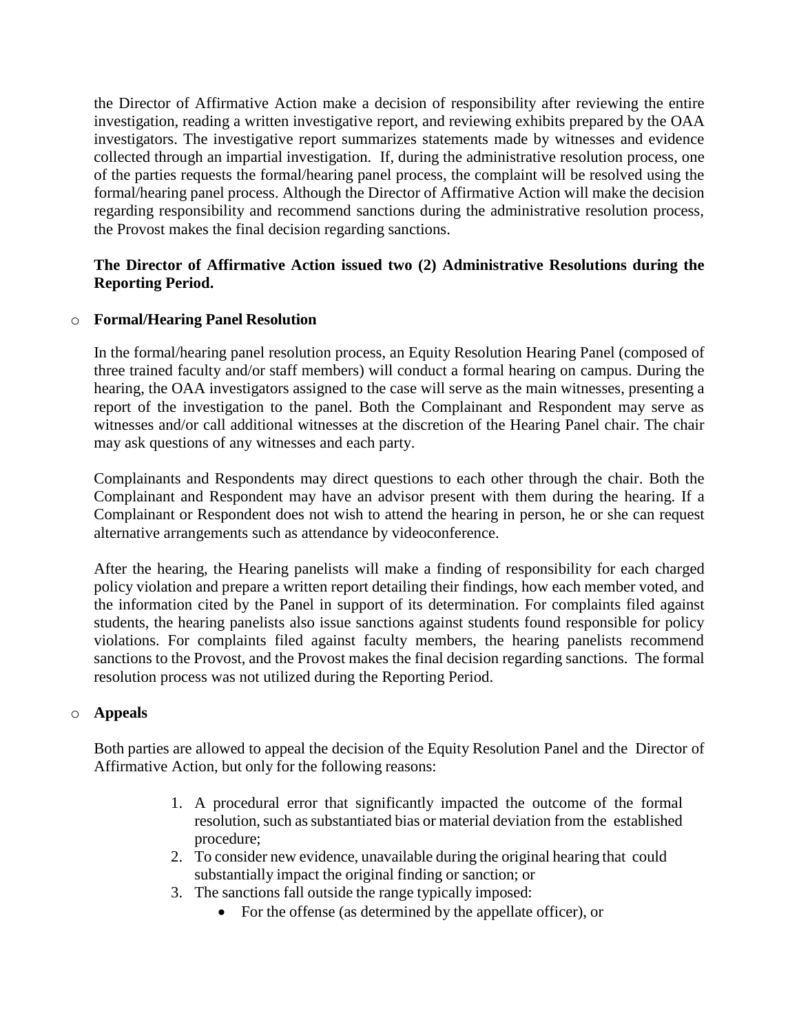the Director of Affirmative Action make a decision of responsibility after reviewing the entire investigation, reading a written investigative report, and reviewing exhibits prepared by the OAA investigators. The investigative report summarizes statements made by witnesses and evidence collected through an impartial investigation. If, during the administrative resolution process, one of the parties requests the formal/hearing panel process, the complaint will be resolved using the formal/hearing panel process. Although the Director of Affirmative Action will make the decision regarding responsibility and recommend sanctions during the administrative resolution process, the Provost makes the final decision regarding sanctions.

**The Director of Affirmative Action issued two (2) Administrative Resolutions during the Reporting Period.**

- **Formal/Hearing Panel Resolution**

  In the formal/hearing panel resolution process, an Equity Resolution Hearing Panel (composed of three trained faculty and/or staff members) will conduct a formal hearing on campus. During the hearing, the OAA investigators assigned to the case will serve as the main witnesses, presenting a report of the investigation to the panel. Both the Complainant and Respondent may serve as witnesses and/or call additional witnesses at the discretion of the Hearing Panel chair. The chair may ask questions of any witnesses and each party.

  Complainants and Respondents may direct questions to each other through the chair. Both the Complainant and Respondent may have an advisor present with them during the hearing. If a Complainant or Respondent does not wish to attend the hearing in person, he or she can request alternative arrangements such as attendance by videoconference.

  After the hearing, the Hearing panelists will make a finding of responsibility for each charged policy violation and prepare a written report detailing their findings, how each member voted, and the information cited by the Panel in support of its determination. For complaints filed against students, the hearing panelists also issue sanctions against students found responsible for policy violations. For complaints filed against faculty members, the hearing panelists recommend sanctions to the Provost, and the Provost makes the final decision regarding sanctions. The formal resolution process was not utilized during the Reporting Period.

- **Appeals**

  Both parties are allowed to appeal the decision of the Equity Resolution Panel and the Director of Affirmative Action, but only for the following reasons:

  1. A procedural error that significantly impacted the outcome of the formal resolution, such as substantiated bias or material deviation from the established procedure;
  2. To consider new evidence, unavailable during the original hearing that could substantially impact the original finding or sanction; or
  3. The sanctions fall outside the range typically imposed:
     - For the offense (as determined by the appellate officer), or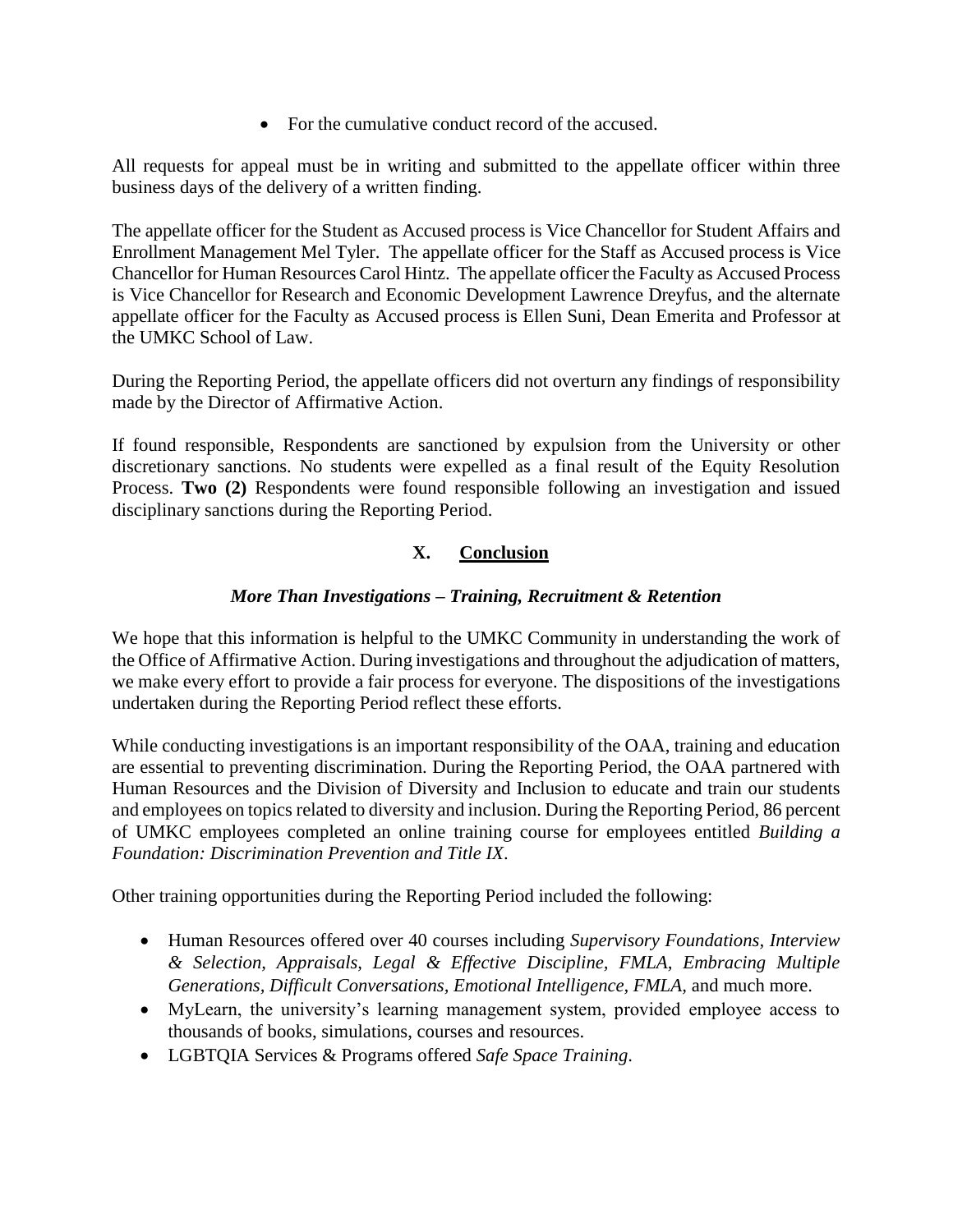- For the cumulative conduct record of the accused.

All requests for appeal must be in writing and submitted to the appellate officer within three business days of the delivery of a written finding.

The appellate officer for the Student as Accused process is Vice Chancellor for Student Affairs and Enrollment Management Mel Tyler. The appellate officer for the Staff as Accused process is Vice Chancellor for Human Resources Carol Hintz. The appellate officer the Faculty as Accused Process is Vice Chancellor for Research and Economic Development Lawrence Dreyfus, and the alternate appellate officer for the Faculty as Accused process is Ellen Suni, Dean Emerita and Professor at the UMKC School of Law.

During the Reporting Period, the appellate officers did not overturn any findings of responsibility made by the Director of Affirmative Action.

If found responsible, Respondents are sanctioned by expulsion from the University or other discretionary sanctions. No students were expelled as a final result of the Equity Resolution Process. **Two (2)** Respondents were found responsible following an investigation and issued disciplinary sanctions during the Reporting Period.

## X. Conclusion

### *More Than Investigations – Training, Recruitment & Retention*

We hope that this information is helpful to the UMKC Community in understanding the work of the Office of Affirmative Action. During investigations and throughout the adjudication of matters, we make every effort to provide a fair process for everyone. The dispositions of the investigations undertaken during the Reporting Period reflect these efforts.

While conducting investigations is an important responsibility of the OAA, training and education are essential to preventing discrimination. During the Reporting Period, the OAA partnered with Human Resources and the Division of Diversity and Inclusion to educate and train our students and employees on topics related to diversity and inclusion. During the Reporting Period, 86 percent of UMKC employees completed an online training course for employees entitled *Building a Foundation: Discrimination Prevention and Title IX*.

Other training opportunities during the Reporting Period included the following:

- Human Resources offered over 40 courses including *Supervisory Foundations, Interview & Selection, Appraisals, Legal & Effective Discipline, FMLA, Embracing Multiple Generations, Difficult Conversations, Emotional Intelligence, FMLA,* and much more.
- MyLearn, the university's learning management system, provided employee access to thousands of books, simulations, courses and resources.
- LGBTQIA Services & Programs offered *Safe Space Training*.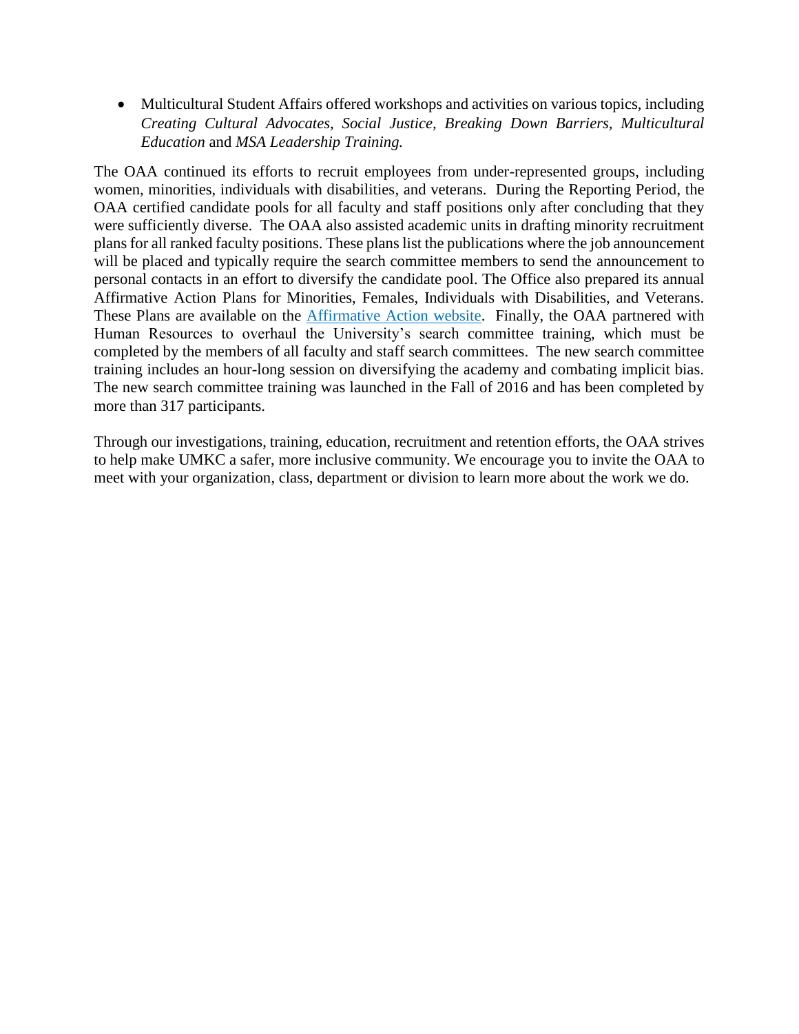- Multicultural Student Affairs offered workshops and activities on various topics, including *Creating Cultural Advocates, Social Justice, Breaking Down Barriers, Multicultural Education* and *MSA Leadership Training.*

The OAA continued its efforts to recruit employees from under-represented groups, including women, minorities, individuals with disabilities, and veterans. During the Reporting Period, the OAA certified candidate pools for all faculty and staff positions only after concluding that they were sufficiently diverse. The OAA also assisted academic units in drafting minority recruitment plans for all ranked faculty positions. These plans list the publications where the job announcement will be placed and typically require the search committee members to send the announcement to personal contacts in an effort to diversify the candidate pool. The Office also prepared its annual Affirmative Action Plans for Minorities, Females, Individuals with Disabilities, and Veterans. These Plans are available on the Affirmative Action website. Finally, the OAA partnered with Human Resources to overhaul the University's search committee training, which must be completed by the members of all faculty and staff search committees. The new search committee training includes an hour-long session on diversifying the academy and combating implicit bias. The new search committee training was launched in the Fall of 2016 and has been completed by more than 317 participants.

Through our investigations, training, education, recruitment and retention efforts, the OAA strives to help make UMKC a safer, more inclusive community. We encourage you to invite the OAA to meet with your organization, class, department or division to learn more about the work we do.